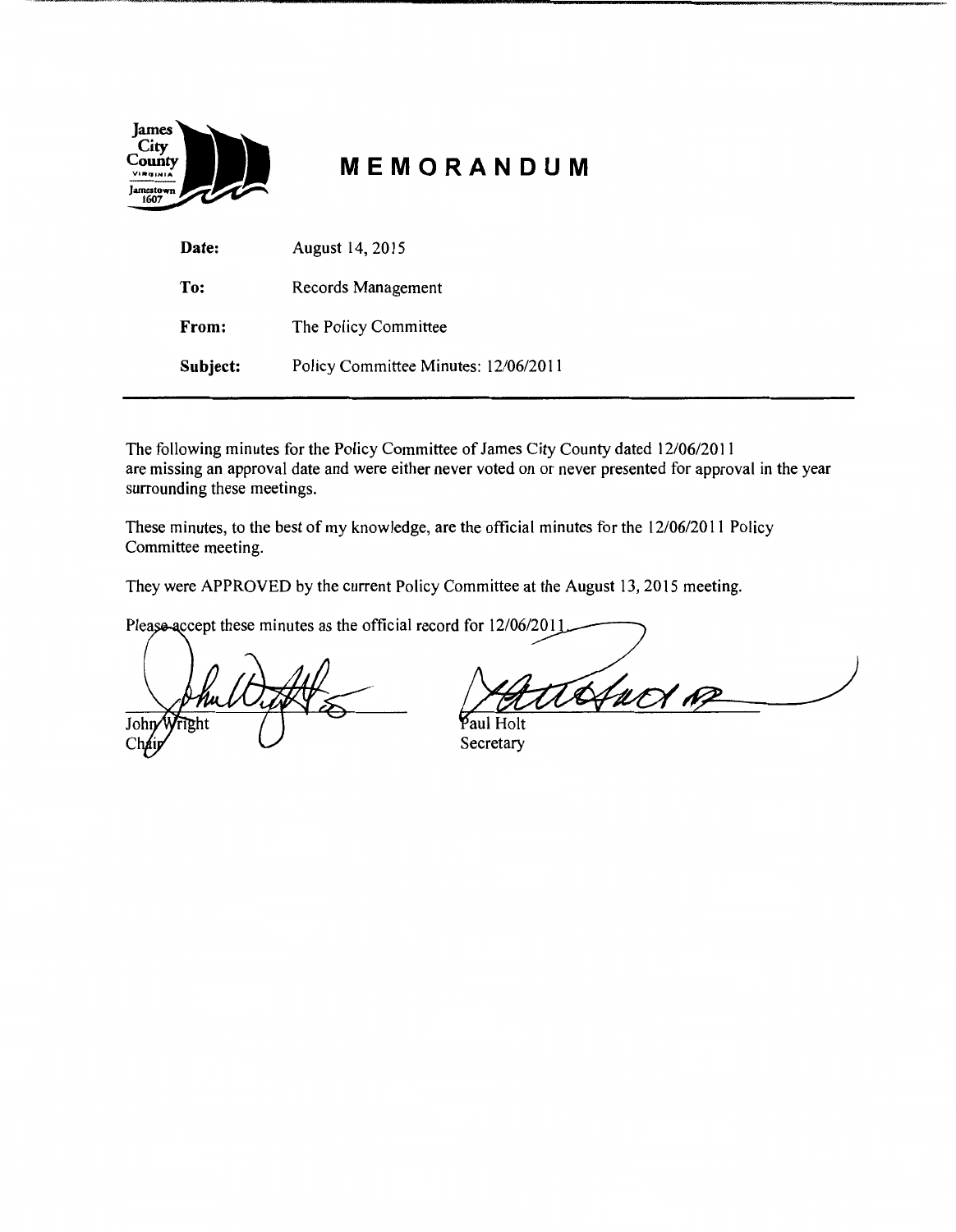# MEMORANDUM

| | |
|---|---|
| **Date:** | August 14, 2015 |
| **To:** | Records Management |
| **From:** | The Policy Committee |
| **Subject:** | Policy Committee Minutes: 12/06/2011 |

The following minutes for the Policy Committee of James City County dated 12/06/2011 are missing an approval date and were either never voted on or never presented for approval in the year surrounding these meetings.

These minutes, to the best of my knowledge, are the official minutes for the 12/06/2011 Policy Committee meeting.

They were APPROVED by the current Policy Committee at the August 13, 2015 meeting.

Please accept these minutes as the official record for 12/06/2011.

John Wright
Chair

Paul Holt
Secretary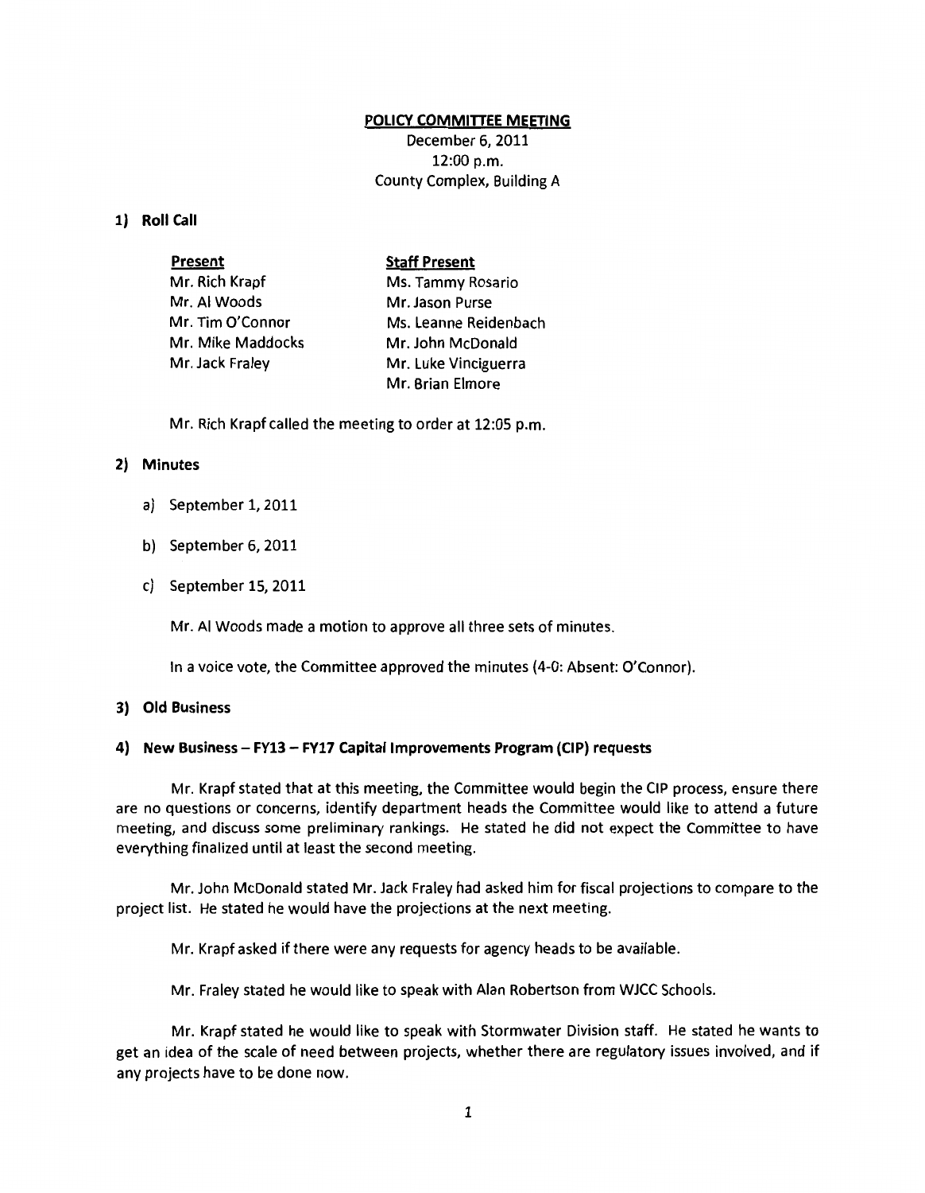# POLICY COMMITTEE MEETING

December 6, 2011
12:00 p.m.
County Complex, Building A

## 1) Roll Call

| Present | Staff Present |
|---|---|
| Mr. Rich Krapf | Ms. Tammy Rosario |
| Mr. Al Woods | Mr. Jason Purse |
| Mr. Tim O'Connor | Ms. Leanne Reidenbach |
| Mr. Mike Maddocks | Mr. John McDonald |
| Mr. Jack Fraley | Mr. Luke Vinciguerra |
| | Mr. Brian Elmore |

Mr. Rich Krapf called the meeting to order at 12:05 p.m.

## 2) Minutes

a) September 1, 2011

b) September 6, 2011

c) September 15, 2011

Mr. Al Woods made a motion to approve all three sets of minutes.

In a voice vote, the Committee approved the minutes (4-0: Absent: O'Connor).

## 3) Old Business

## 4) New Business – FY13 – FY17 Capital Improvements Program (CIP) requests

Mr. Krapf stated that at this meeting, the Committee would begin the CIP process, ensure there are no questions or concerns, identify department heads the Committee would like to attend a future meeting, and discuss some preliminary rankings. He stated he did not expect the Committee to have everything finalized until at least the second meeting.

Mr. John McDonald stated Mr. Jack Fraley had asked him for fiscal projections to compare to the project list. He stated he would have the projections at the next meeting.

Mr. Krapf asked if there were any requests for agency heads to be available.

Mr. Fraley stated he would like to speak with Alan Robertson from WJCC Schools.

Mr. Krapf stated he would like to speak with Stormwater Division staff. He stated he wants to get an idea of the scale of need between projects, whether there are regulatory issues involved, and if any projects have to be done now.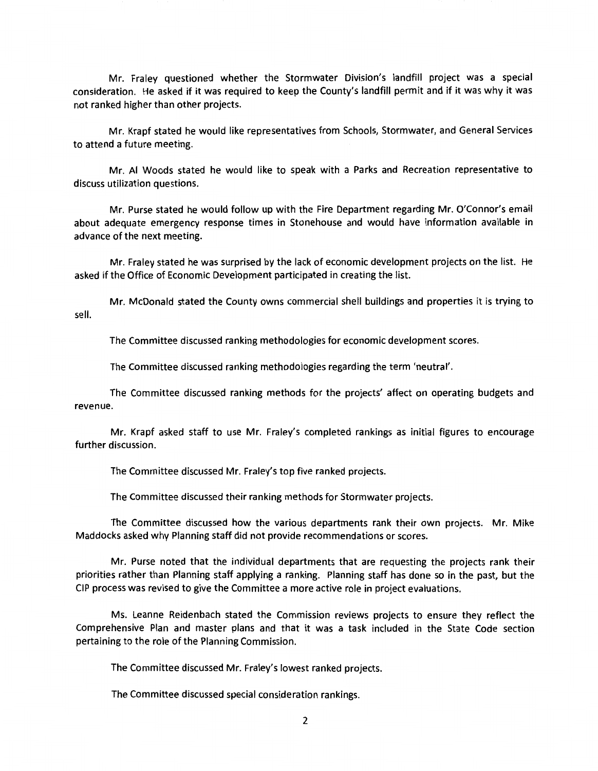Mr. Fraley questioned whether the Stormwater Division's landfill project was a special consideration. He asked if it was required to keep the County's landfill permit and if it was why it was not ranked higher than other projects.

Mr. Krapf stated he would like representatives from Schools, Stormwater, and General Services to attend a future meeting.

Mr. Al Woods stated he would like to speak with a Parks and Recreation representative to discuss utilization questions.

Mr. Purse stated he would follow up with the Fire Department regarding Mr. O'Connor's email about adequate emergency response times in Stonehouse and would have information available in advance of the next meeting.

Mr. Fraley stated he was surprised by the lack of economic development projects on the list. He asked if the Office of Economic Development participated in creating the list.

Mr. McDonald stated the County owns commercial shell buildings and properties it is trying to sell.

The Committee discussed ranking methodologies for economic development scores.

The Committee discussed ranking methodologies regarding the term 'neutral'.

The Committee discussed ranking methods for the projects' affect on operating budgets and revenue.

Mr. Krapf asked staff to use Mr. Fraley's completed rankings as initial figures to encourage further discussion.

The Committee discussed Mr. Fraley's top five ranked projects.

The Committee discussed their ranking methods for Stormwater projects.

The Committee discussed how the various departments rank their own projects. Mr. Mike Maddocks asked why Planning staff did not provide recommendations or scores.

Mr. Purse noted that the individual departments that are requesting the projects rank their priorities rather than Planning staff applying a ranking. Planning staff has done so in the past, but the CIP process was revised to give the Committee a more active role in project evaluations.

Ms. Leanne Reidenbach stated the Commission reviews projects to ensure they reflect the Comprehensive Plan and master plans and that it was a task included in the State Code section pertaining to the role of the Planning Commission.

The Committee discussed Mr. Fraley's lowest ranked projects.

The Committee discussed special consideration rankings.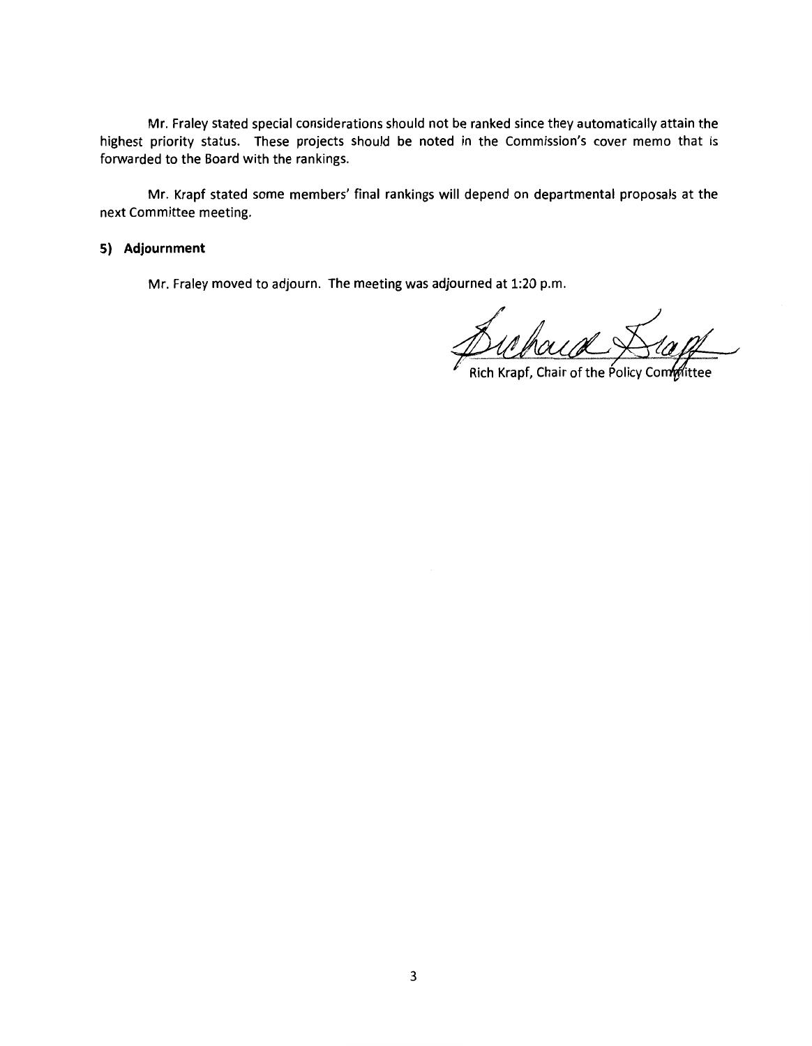Mr. Fraley stated special considerations should not be ranked since they automatically attain the highest priority status. These projects should be noted in the Commission's cover memo that is forwarded to the Board with the rankings.

Mr. Krapf stated some members' final rankings will depend on departmental proposals at the next Committee meeting.

**5) Adjournment**

Mr. Fraley moved to adjourn. The meeting was adjourned at 1:20 p.m.

Rich Krapf, Chair of the Policy Committee